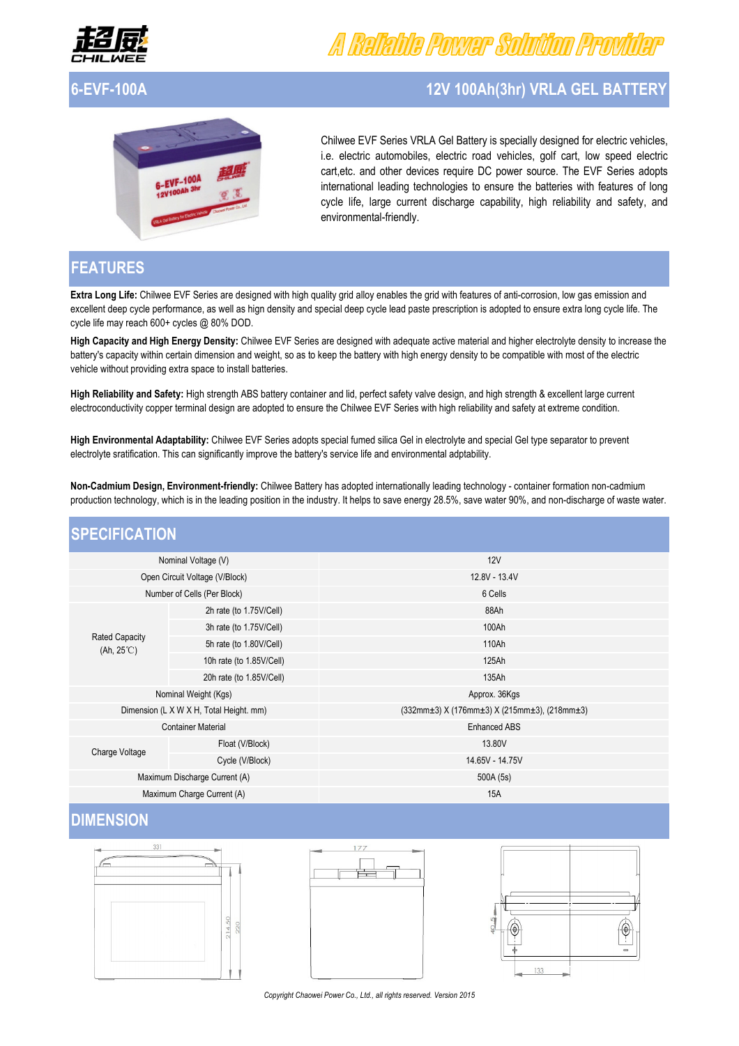# A Reliable Power Solution Provider

## 6-EVF-100A — 12V 100Ah(3hr) VRLA GEL BATTERY

Chilwee EVF Series VRLA Gel Battery is specially designed for electric vehicles, i.e. electric automobiles, electric road vehicles, golf cart, low speed electric cart,etc. and other devices require DC power source. The EVF Series adopts international leading technologies to ensure the batteries with features of long cycle life, large current discharge capability, high reliability and safety, and environmental-friendly.

## FEATURES

**Extra Long Life:** Chilwee EVF Series are designed with high quality grid alloy enables the grid with features of anti-corrosion, low gas emission and excellent deep cycle performance, as well as hign density and special deep cycle lead paste prescription is adopted to ensure extra long cycle life. The cycle life may reach 600+ cycles @ 80% DOD.

**High Capacity and High Energy Density:** Chilwee EVF Series are designed with adequate active material and higher electrolyte density to increase the battery's capacity within certain dimension and weight, so as to keep the battery with high energy density to be compatible with most of the electric vehicle without providing extra space to install batteries.

**High Reliability and Safety:** High strength ABS battery container and lid, perfect safety valve design, and high strength & excellent large current electroconductivity copper terminal design are adopted to ensure the Chilwee EVF Series with high reliability and safety at extreme condition.

**High Environmental Adaptability:** Chilwee EVF Series adopts special fumed silica Gel in electrolyte and special Gel type separator to prevent electrolyte sratification. This can significantly improve the battery's service life and environmental adptability.

**Non-Cadmium Design, Environment-friendly:** Chilwee Battery has adopted internationally leading technology - container formation non-cadmium production technology, which is in the leading position in the industry. It helps to save energy 28.5%, save water 90%, and non-discharge of waste water.

## SPECIFICATION

| Item | | Value |
|---|---|---|
| Nominal Voltage (V) | | 12V |
| Open Circuit Voltage (V/Block) | | 12.8V - 13.4V |
| Number of Cells (Per Block) | | 6 Cells |
| Rated Capacity (Ah, 25℃) | 2h rate (to 1.75V/Cell) | 88Ah |
| | 3h rate (to 1.75V/Cell) | 100Ah |
| | 5h rate (to 1.80V/Cell) | 110Ah |
| | 10h rate (to 1.85V/Cell) | 125Ah |
| | 20h rate (to 1.85V/Cell) | 135Ah |
| Nominal Weight (Kgs) | | Approx. 36Kgs |
| Dimension (L X W X H, Total Height. mm) | | (332mm±3) X (176mm±3) X (215mm±3), (218mm±3) |
| Container Material | | Enhanced ABS |
| Charge Voltage | Float (V/Block) | 13.80V |
| | Cycle (V/Block) | 14.65V - 14.75V |
| Maximum Discharge Current (A) | | 500A (5s) |
| Maximum Charge Current (A) | | 15A |

## DIMENSION

*Copyright Chaowei Power Co., Ltd., all rights reserved. Version 2015*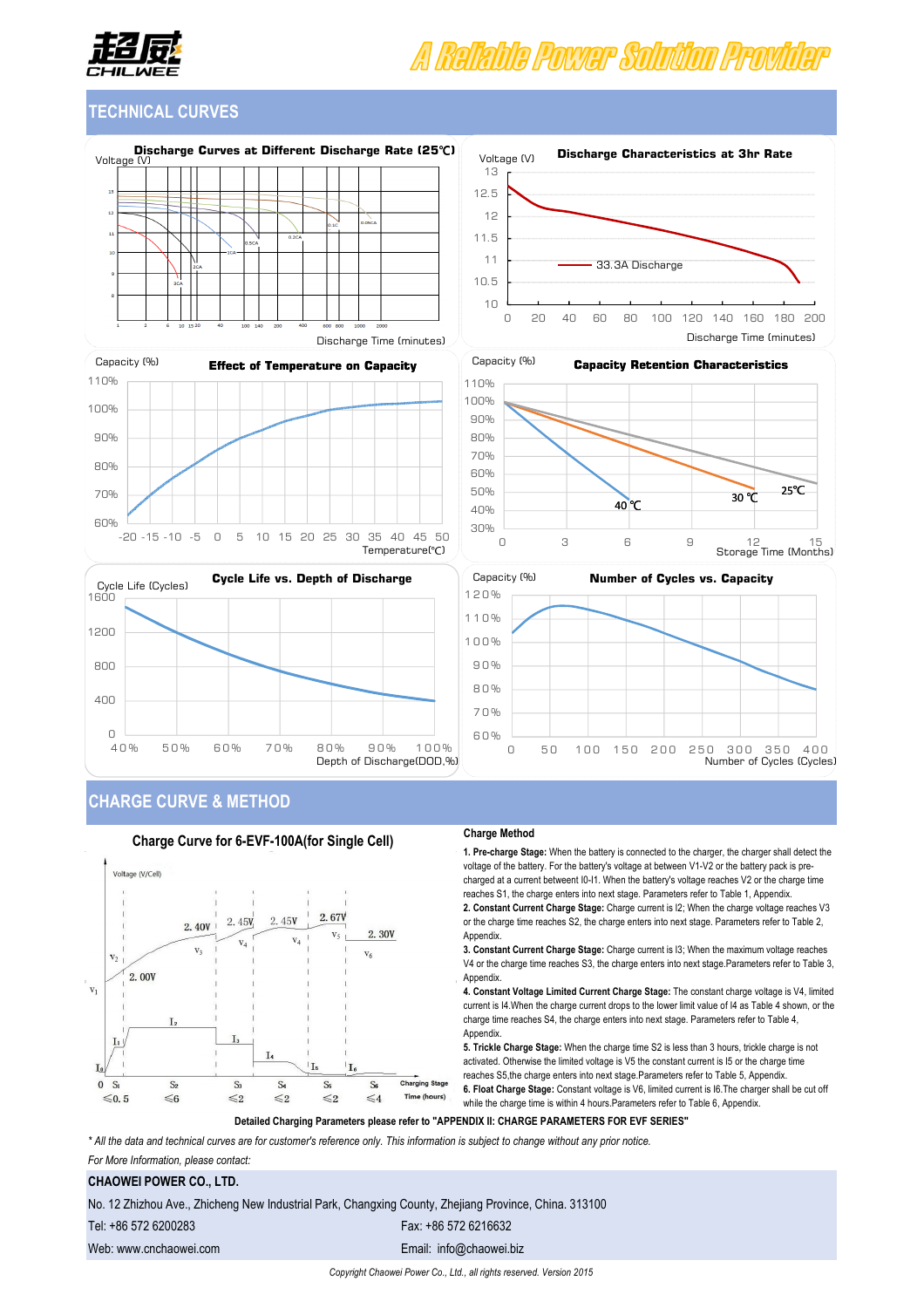## TECHNICAL CURVES

**Discharge Curves at Different Discharge Rate (25℃)**

Voltage (V)

Discharge Time (minutes)

**Discharge Characteristics at 3hr Rate**

Voltage (V)

33.3A Discharge

Discharge Time (minutes)

**Effect of Temperature on Capacity**

Capacity (%)

Temperature(℃)

**Capacity Retention Characteristics**

Capacity (%)

40 ℃ 30 ℃ 25℃

Storage Time (Months)

**Cycle Life vs. Depth of Discharge**

Cycle Life (Cycles)

Depth of Discharge(DOD,%)

**Number of Cycles vs. Capacity**

Capacity (%)

Number of Cycles (Cycles)

## CHARGE CURVE & METHOD

**Charge Curve for 6-EVF-100A(for Single Cell)**

Voltage (V/Cell)

Charging Stage

Time (hours)

**Charge Method**

**1. Pre-charge Stage:** When the battery is connected to the charger, the charger shall detect the voltage of the battery. For the battery's voltage at between V1-V2 or the battery pack is pre-charged at a current betweent I0-I1. When the battery's voltage reaches V2 or the charge time reaches S1, the charge enters into next stage. Parameters refer to Table 1, Appendix.

**2. Constant Current Charge Stage:** Charge current is I2; When the charge voltage reaches V3 or the charge time reaches S2, the charge enters into next stage. Parameters refer to Table 2, Appendix.

**3. Constant Current Charge Stage:** Charge current is I3; When the maximum voltage reaches V4 or the charge time reaches S3, the charge enters into next stage.Parameters refer to Table 3, Appendix.

**4. Constant Voltage Limited Current Charge Stage:** The constant charge voltage is V4, limited current is I4.When the charge current drops to the lower limit value of I4 as Table 4 shown, or the charge time reaches S4, the charge enters into next stage. Parameters refer to Table 4, Appendix.

**5. Trickle Charge Stage:** When the charge time S2 is less than 3 hours, trickle charge is not activated. Otherwise the limited voltage is V5 the constant current is I5 or the charge time reaches S5,the charge enters into next stage.Parameters refer to Table 5, Appendix.

**6. Float Charge Stage:** Constant voltage is V6, limited current is I6.The charger shall be cut off while the charge time is within 4 hours.Parameters refer to Table 6, Appendix.

**Detailed Charging Parameters please refer to "APPENDIX II: CHARGE PARAMETERS FOR EVF SERIES"**

*\* All the data and technical curves are for customer's reference only. This information is subject to change without any prior notice.*

*For More Information, please contact:*

**CHAOWEI POWER CO., LTD.**

No. 12 Zhizhou Ave., Zhicheng New Industrial Park, Changxing County, Zhejiang Province, China. 313100

Tel: +86 572 6200283 Fax: +86 572 6216632

Web: www.cnchaowei.com Email: info@chaowei.biz

*Copyright Chaowei Power Co., Ltd., all rights reserved. Version 2015*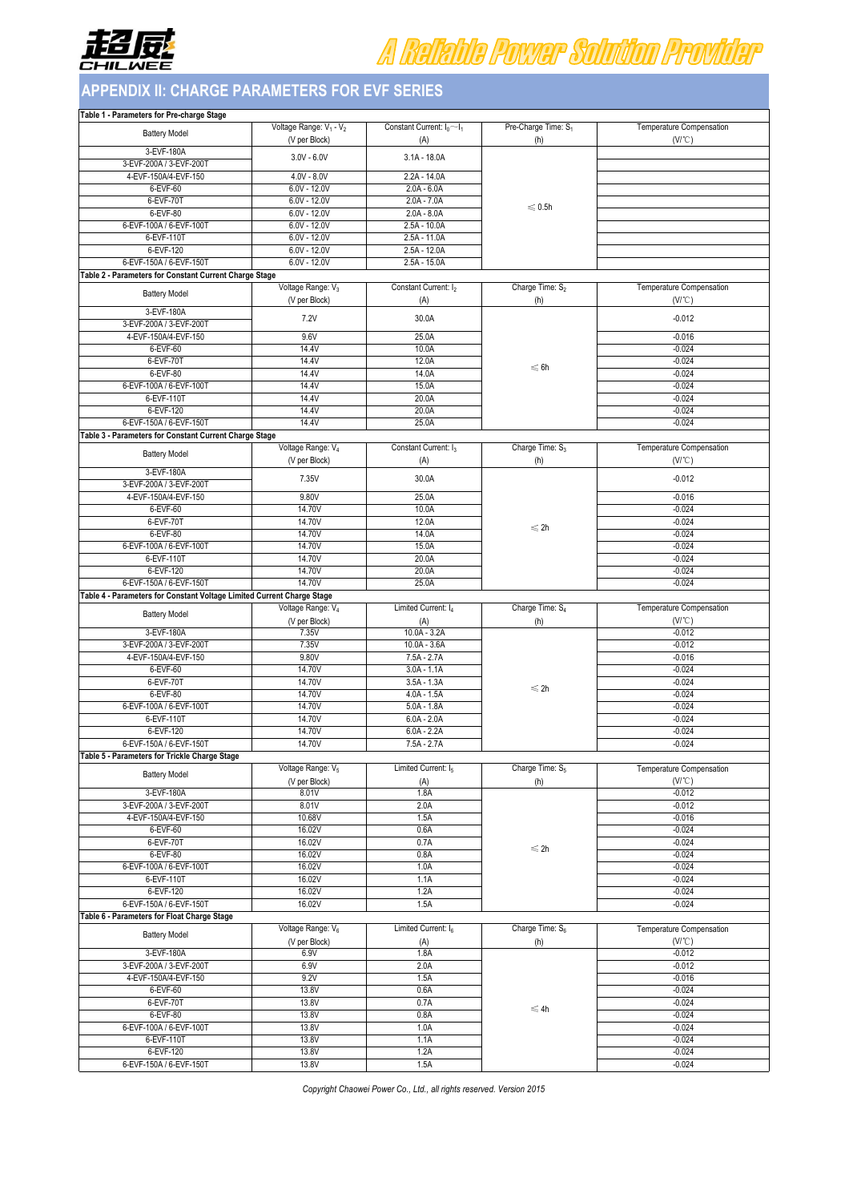## APPENDIX II: CHARGE PARAMETERS FOR EVF SERIES

**Table 1 - Parameters for Pre-charge Stage**

| Battery Model | Voltage Range: $V_1$ - $V_2$ (V per Block) | Constant Current: $I_0$ ~ $I_1$ (A) | Pre-Charge Time: $S_1$ (h) | Temperature Compensation (V/℃) |
|---|---|---|---|---|
| 3-EVF-180A | 3.0V - 6.0V | 3.1A - 18.0A | ≤ 0.5h | |
| 3-EVF-200A / 3-EVF-200T | | | | |
| 4-EVF-150A/4-EVF-150 | 4.0V - 8.0V | 2.2A - 14.0A | | |
| 6-EVF-60 | 6.0V - 12.0V | 2.0A - 6.0A | | |
| 6-EVF-70T | 6.0V - 12.0V | 2.0A - 7.0A | | |
| 6-EVF-80 | 6.0V - 12.0V | 2.0A - 8.0A | | |
| 6-EVF-100A / 6-EVF-100T | 6.0V - 12.0V | 2.5A - 10.0A | | |
| 6-EVF-110T | 6.0V - 12.0V | 2.5A - 11.0A | | |
| 6-EVF-120 | 6.0V - 12.0V | 2.5A - 12.0A | | |
| 6-EVF-150A / 6-EVF-150T | 6.0V - 12.0V | 2.5A - 15.0A | | |

**Table 2 - Parameters for Constant Current Charge Stage**

| Battery Model | Voltage Range: $V_3$ (V per Block) | Constant Current: $I_2$ (A) | Charge Time: $S_2$ (h) | Temperature Compensation (V/℃) |
|---|---|---|---|---|
| 3-EVF-180A | 7.2V | 30.0A | ≤ 6h | -0.012 |
| 3-EVF-200A / 3-EVF-200T | | | | |
| 4-EVF-150A/4-EVF-150 | 9.6V | 25.0A | | -0.016 |
| 6-EVF-60 | 14.4V | 10.0A | | -0.024 |
| 6-EVF-70T | 14.4V | 12.0A | | -0.024 |
| 6-EVF-80 | 14.4V | 14.0A | | -0.024 |
| 6-EVF-100A / 6-EVF-100T | 14.4V | 15.0A | | -0.024 |
| 6-EVF-110T | 14.4V | 20.0A | | -0.024 |
| 6-EVF-120 | 14.4V | 20.0A | | -0.024 |
| 6-EVF-150A / 6-EVF-150T | 14.4V | 25.0A | | -0.024 |

**Table 3 - Parameters for Constant Current Charge Stage**

| Battery Model | Voltage Range: $V_4$ (V per Block) | Constant Current: $I_3$ (A) | Charge Time: $S_3$ (h) | Temperature Compensation (V/℃) |
|---|---|---|---|---|
| 3-EVF-180A | 7.35V | 30.0A | ≤ 2h | -0.012 |
| 3-EVF-200A / 3-EVF-200T | | | | |
| 4-EVF-150A/4-EVF-150 | 9.80V | 25.0A | | -0.016 |
| 6-EVF-60 | 14.70V | 10.0A | | -0.024 |
| 6-EVF-70T | 14.70V | 12.0A | | -0.024 |
| 6-EVF-80 | 14.70V | 14.0A | | -0.024 |
| 6-EVF-100A / 6-EVF-100T | 14.70V | 15.0A | | -0.024 |
| 6-EVF-110T | 14.70V | 20.0A | | -0.024 |
| 6-EVF-120 | 14.70V | 20.0A | | -0.024 |
| 6-EVF-150A / 6-EVF-150T | 14.70V | 25.0A | | -0.024 |

**Table 4 - Parameters for Constant Voltage Limited Current Charge Stage**

| Battery Model | Voltage Range: $V_4$ (V per Block) | Limited Current: $I_4$ (A) | Charge Time: $S_4$ (h) | Temperature Compensation (V/℃) |
|---|---|---|---|---|
| 3-EVF-180A | 7.35V | 10.0A - 3.2A | ≤ 2h | -0.012 |
| 3-EVF-200A / 3-EVF-200T | 7.35V | 10.0A - 3.6A | | -0.012 |
| 4-EVF-150A/4-EVF-150 | 9.80V | 7.5A - 2.7A | | -0.016 |
| 6-EVF-60 | 14.70V | 3.0A - 1.1A | | -0.024 |
| 6-EVF-70T | 14.70V | 3.5A - 1.3A | | -0.024 |
| 6-EVF-80 | 14.70V | 4.0A - 1.5A | | -0.024 |
| 6-EVF-100A / 6-EVF-100T | 14.70V | 5.0A - 1.8A | | -0.024 |
| 6-EVF-110T | 14.70V | 6.0A - 2.0A | | -0.024 |
| 6-EVF-120 | 14.70V | 6.0A - 2.2A | | -0.024 |
| 6-EVF-150A / 6-EVF-150T | 14.70V | 7.5A - 2.7A | | -0.024 |

**Table 5 - Parameters for Trickle Charge Stage**

| Battery Model | Voltage Range: $V_5$ (V per Block) | Limited Current: $I_5$ (A) | Charge Time: $S_5$ (h) | Temperature Compensation (V/℃) |
|---|---|---|---|---|
| 3-EVF-180A | 8.01V | 1.8A | ≤ 2h | -0.012 |
| 3-EVF-200A / 3-EVF-200T | 8.01V | 2.0A | | -0.012 |
| 4-EVF-150A/4-EVF-150 | 10.68V | 1.5A | | -0.016 |
| 6-EVF-60 | 16.02V | 0.6A | | -0.024 |
| 6-EVF-70T | 16.02V | 0.7A | | -0.024 |
| 6-EVF-80 | 16.02V | 0.8A | | -0.024 |
| 6-EVF-100A / 6-EVF-100T | 16.02V | 1.0A | | -0.024 |
| 6-EVF-110T | 16.02V | 1.1A | | -0.024 |
| 6-EVF-120 | 16.02V | 1.2A | | -0.024 |
| 6-EVF-150A / 6-EVF-150T | 16.02V | 1.5A | | -0.024 |

**Table 6 - Parameters for Float Charge Stage**

| Battery Model | Voltage Range: $V_6$ (V per Block) | Limited Current: $I_6$ (A) | Charge Time: $S_6$ (h) | Temperature Compensation (V/℃) |
|---|---|---|---|---|
| 3-EVF-180A | 6.9V | 1.8A | ≤ 4h | -0.012 |
| 3-EVF-200A / 3-EVF-200T | 6.9V | 2.0A | | -0.012 |
| 4-EVF-150A/4-EVF-150 | 9.2V | 1.5A | | -0.016 |
| 6-EVF-60 | 13.8V | 0.6A | | -0.024 |
| 6-EVF-70T | 13.8V | 0.7A | | -0.024 |
| 6-EVF-80 | 13.8V | 0.8A | | -0.024 |
| 6-EVF-100A / 6-EVF-100T | 13.8V | 1.0A | | -0.024 |
| 6-EVF-110T | 13.8V | 1.1A | | -0.024 |
| 6-EVF-120 | 13.8V | 1.2A | | -0.024 |
| 6-EVF-150A / 6-EVF-150T | 13.8V | 1.5A | | -0.024 |

*Copyright Chaowei Power Co., Ltd., all rights reserved. Version 2015*